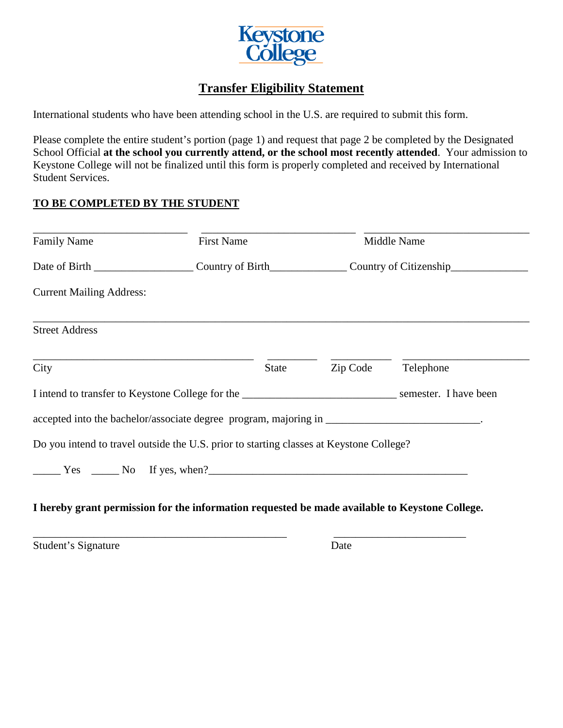Keystone College

# Transfer Eligibility Statement

International students who have been attending school in the U.S. are required to submit this form.

Please complete the entire student's portion (page 1) and request that page 2 be completed by the Designated School Official **at the school you currently attend, or the school most recently attended**. Your admission to Keystone College will not be finalized until this form is properly completed and received by International Student Services.

## TO BE COMPLETED BY THE STUDENT

___________________________ ___________________________ _____________________________

Family Name First Name Middle Name

Date of Birth _________________ Country of Birth_____________ Country of Citizenship_____________

Current Mailing Address:

_______________________________________________________________________________________

Street Address

_______________________________________ _________ __________ ______________________

City State Zip Code Telephone

I intend to transfer to Keystone College for the ___________________________ semester. I have been

accepted into the bachelor/associate degree program, majoring in ___________________________.

Do you intend to travel outside the U.S. prior to starting classes at Keystone College?

_____ Yes _____ No If yes, when?______________________________________________

**I hereby grant permission for the information requested be made available to Keystone College.**

_____________________________________________ _______________________

Student's Signature Date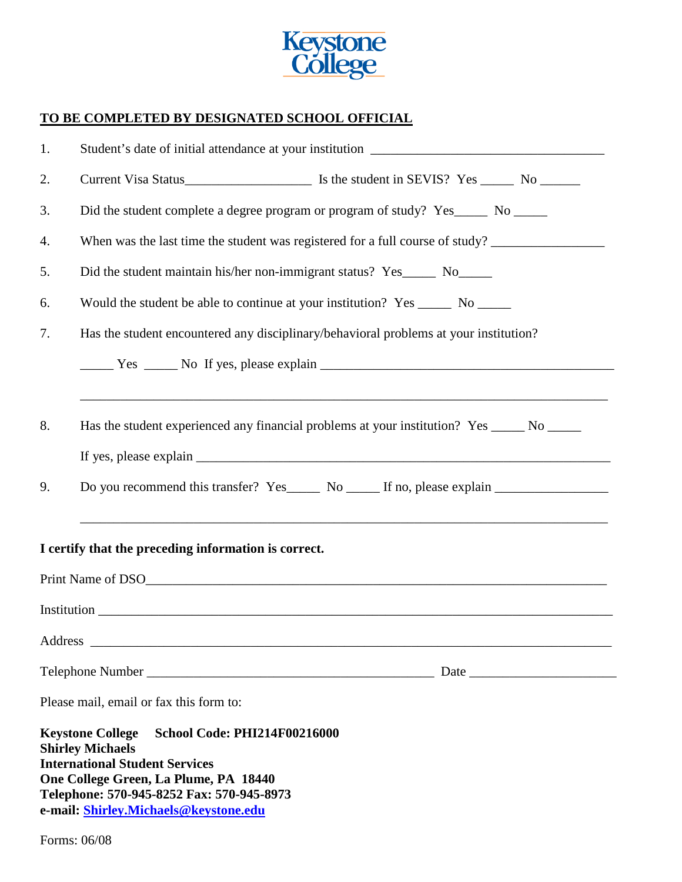Keystone College

**<u>TO BE COMPLETED BY DESIGNATED SCHOOL OFFICIAL</u>**

1. Student's date of initial attendance at your institution ___________________________________

2. Current Visa Status___________________ Is the student in SEVIS? Yes _____ No ______

3. Did the student complete a degree program or program of study? Yes_____ No _____

4. When was the last time the student was registered for a full course of study? _________________

5. Did the student maintain his/her non-immigrant status? Yes_____ No_____

6. Would the student be able to continue at your institution? Yes _____ No _____

7. Has the student encountered any disciplinary/behavioral problems at your institution?

   _____ Yes _____ No If yes, please explain ____________________________________________

   ______________________________________________________________________________

8. Has the student experienced any financial problems at your institution? Yes _____ No _____

   If yes, please explain __________________________________________________________

9. Do you recommend this transfer? Yes_____ No _____ If no, please explain _________________

   ______________________________________________________________________________

**I certify that the preceding information is correct.**

Print Name of DSO______________________________________________________________________

Institution _____________________________________________________________________________

Address _______________________________________________________________________________

Telephone Number ____________________________________________ Date ______________________

Please mail, email or fax this form to:

**Keystone College School Code: PHI214F00216000**
**Shirley Michaels**
**International Student Services**
**One College Green, La Plume, PA 18440**
**Telephone: 570-945-8252 Fax: 570-945-8973**
**e-mail: Shirley.Michaels@keystone.edu**

Forms: 06/08